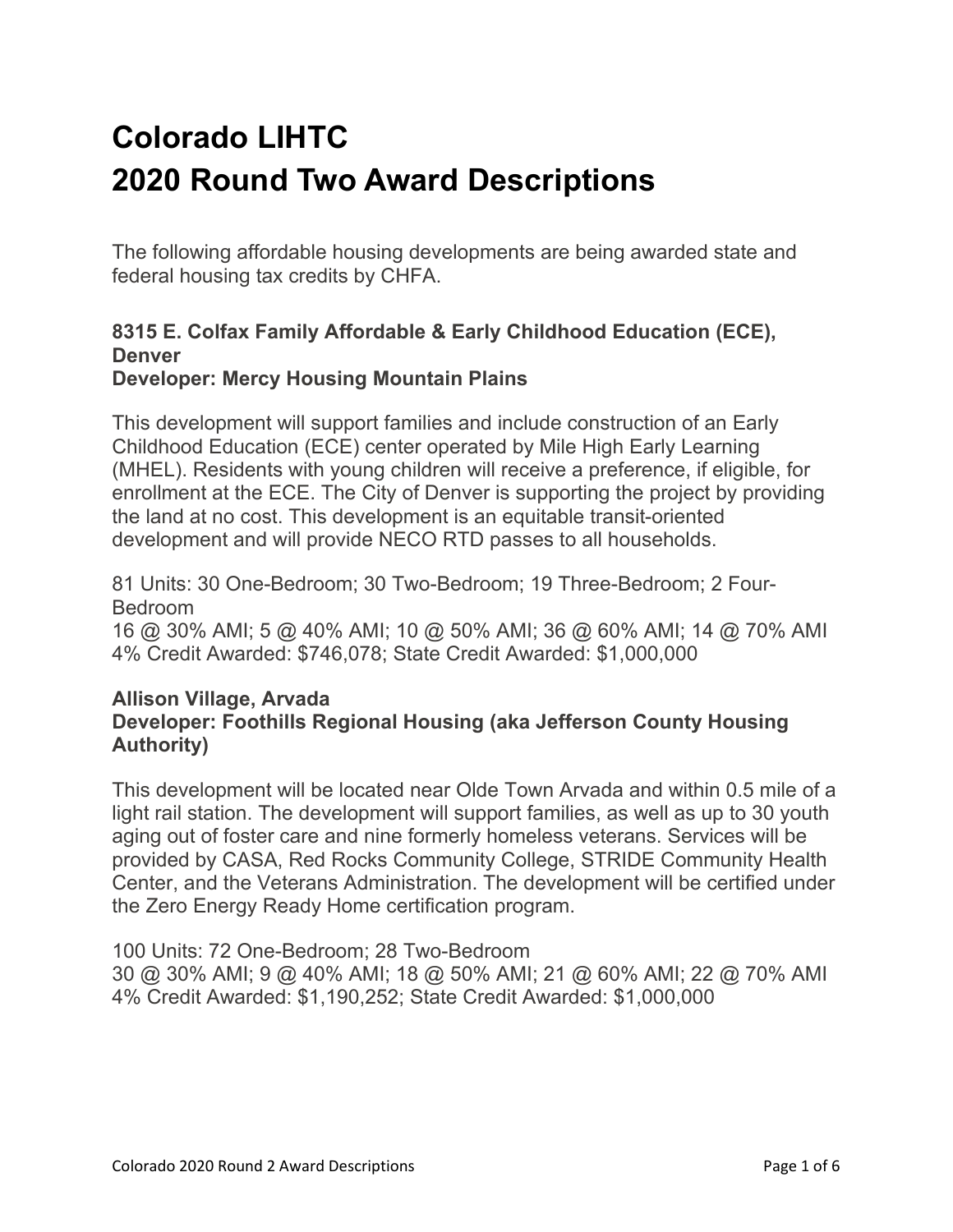# Colorado LIHTC
# 2020 Round Two Award Descriptions

The following affordable housing developments are being awarded state and federal housing tax credits by CHFA.

### 8315 E. Colfax Family Affordable & Early Childhood Education (ECE), Denver
### Developer: Mercy Housing Mountain Plains

This development will support families and include construction of an Early Childhood Education (ECE) center operated by Mile High Early Learning (MHEL). Residents with young children will receive a preference, if eligible, for enrollment at the ECE. The City of Denver is supporting the project by providing the land at no cost. This development is an equitable transit-oriented development and will provide NECO RTD passes to all households.

81 Units: 30 One-Bedroom; 30 Two-Bedroom; 19 Three-Bedroom; 2 Four-Bedroom
16 @ 30% AMI; 5 @ 40% AMI; 10 @ 50% AMI; 36 @ 60% AMI; 14 @ 70% AMI
4% Credit Awarded: $746,078; State Credit Awarded: $1,000,000

### Allison Village, Arvada
### Developer: Foothills Regional Housing (aka Jefferson County Housing Authority)

This development will be located near Olde Town Arvada and within 0.5 mile of a light rail station. The development will support families, as well as up to 30 youth aging out of foster care and nine formerly homeless veterans. Services will be provided by CASA, Red Rocks Community College, STRIDE Community Health Center, and the Veterans Administration. The development will be certified under the Zero Energy Ready Home certification program.

100 Units: 72 One-Bedroom; 28 Two-Bedroom
30 @ 30% AMI; 9 @ 40% AMI; 18 @ 50% AMI; 21 @ 60% AMI; 22 @ 70% AMI
4% Credit Awarded: $1,190,252; State Credit Awarded: $1,000,000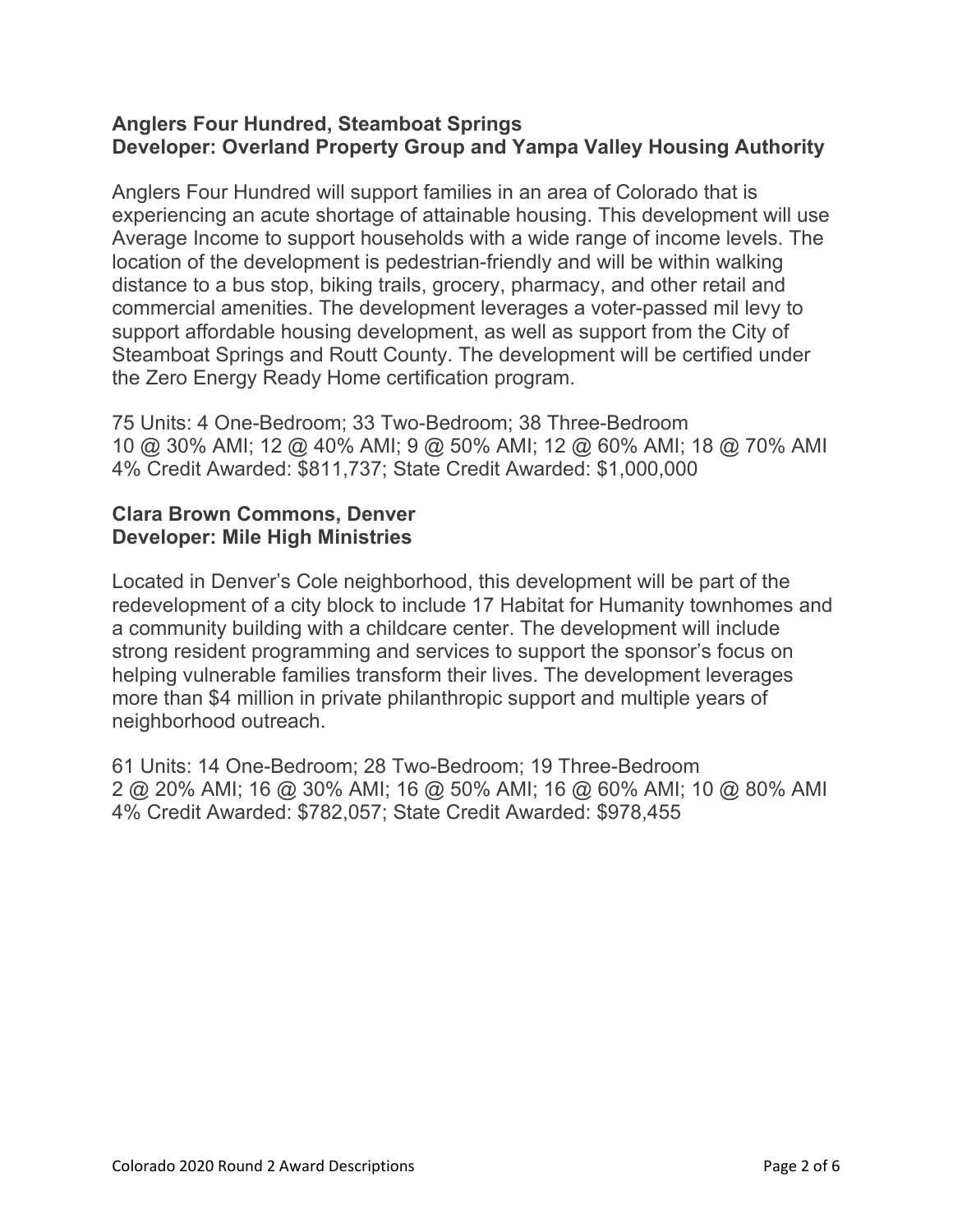**Anglers Four Hundred, Steamboat Springs**
**Developer: Overland Property Group and Yampa Valley Housing Authority**

Anglers Four Hundred will support families in an area of Colorado that is experiencing an acute shortage of attainable housing. This development will use Average Income to support households with a wide range of income levels. The location of the development is pedestrian-friendly and will be within walking distance to a bus stop, biking trails, grocery, pharmacy, and other retail and commercial amenities. The development leverages a voter-passed mil levy to support affordable housing development, as well as support from the City of Steamboat Springs and Routt County. The development will be certified under the Zero Energy Ready Home certification program.

75 Units: 4 One-Bedroom; 33 Two-Bedroom; 38 Three-Bedroom
10 @ 30% AMI; 12 @ 40% AMI; 9 @ 50% AMI; 12 @ 60% AMI; 18 @ 70% AMI
4% Credit Awarded: $811,737; State Credit Awarded: $1,000,000

**Clara Brown Commons, Denver**
**Developer: Mile High Ministries**

Located in Denver's Cole neighborhood, this development will be part of the redevelopment of a city block to include 17 Habitat for Humanity townhomes and a community building with a childcare center. The development will include strong resident programming and services to support the sponsor's focus on helping vulnerable families transform their lives. The development leverages more than $4 million in private philanthropic support and multiple years of neighborhood outreach.

61 Units: 14 One-Bedroom; 28 Two-Bedroom; 19 Three-Bedroom
2 @ 20% AMI; 16 @ 30% AMI; 16 @ 50% AMI; 16 @ 60% AMI; 10 @ 80% AMI
4% Credit Awarded: $782,057; State Credit Awarded: $978,455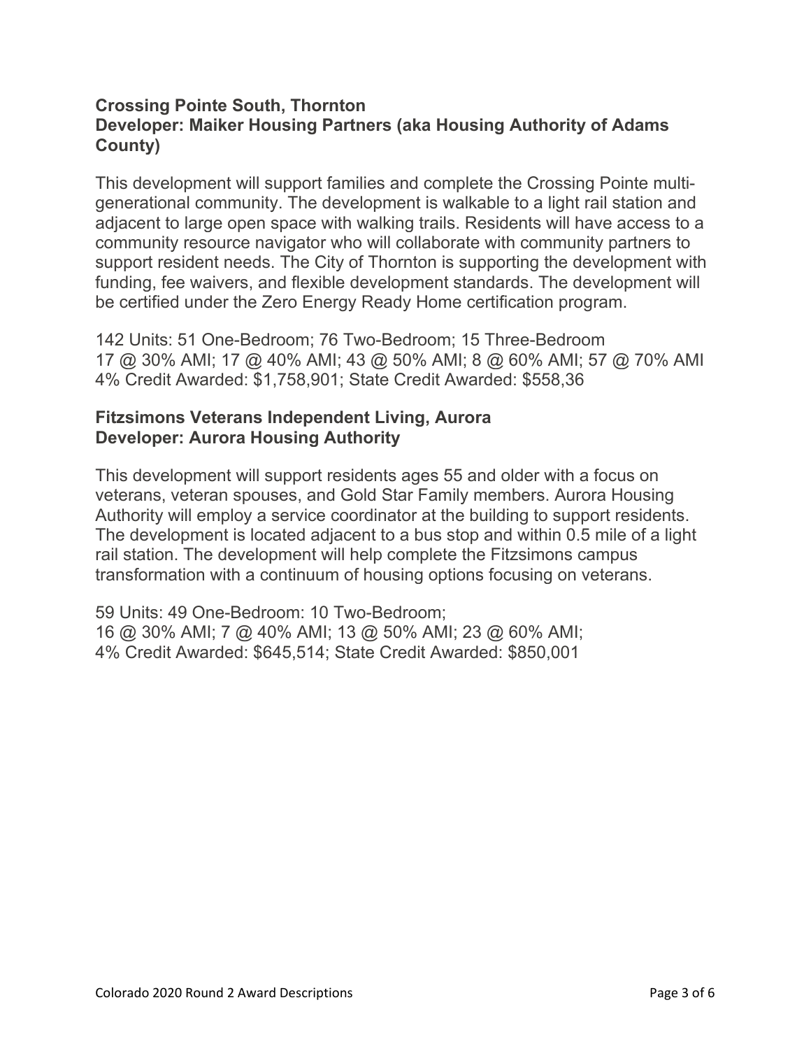**Crossing Pointe South, Thornton**
**Developer: Maiker Housing Partners (aka Housing Authority of Adams County)**

This development will support families and complete the Crossing Pointe multi-generational community. The development is walkable to a light rail station and adjacent to large open space with walking trails. Residents will have access to a community resource navigator who will collaborate with community partners to support resident needs. The City of Thornton is supporting the development with funding, fee waivers, and flexible development standards. The development will be certified under the Zero Energy Ready Home certification program.

142 Units: 51 One-Bedroom; 76 Two-Bedroom; 15 Three-Bedroom
17 @ 30% AMI; 17 @ 40% AMI; 43 @ 50% AMI; 8 @ 60% AMI; 57 @ 70% AMI
4% Credit Awarded: $1,758,901; State Credit Awarded: $558,36

**Fitzsimons Veterans Independent Living, Aurora**
**Developer: Aurora Housing Authority**

This development will support residents ages 55 and older with a focus on veterans, veteran spouses, and Gold Star Family members. Aurora Housing Authority will employ a service coordinator at the building to support residents. The development is located adjacent to a bus stop and within 0.5 mile of a light rail station. The development will help complete the Fitzsimons campus transformation with a continuum of housing options focusing on veterans.

59 Units: 49 One-Bedroom: 10 Two-Bedroom;
16 @ 30% AMI; 7 @ 40% AMI; 13 @ 50% AMI; 23 @ 60% AMI;
4% Credit Awarded: $645,514; State Credit Awarded: $850,001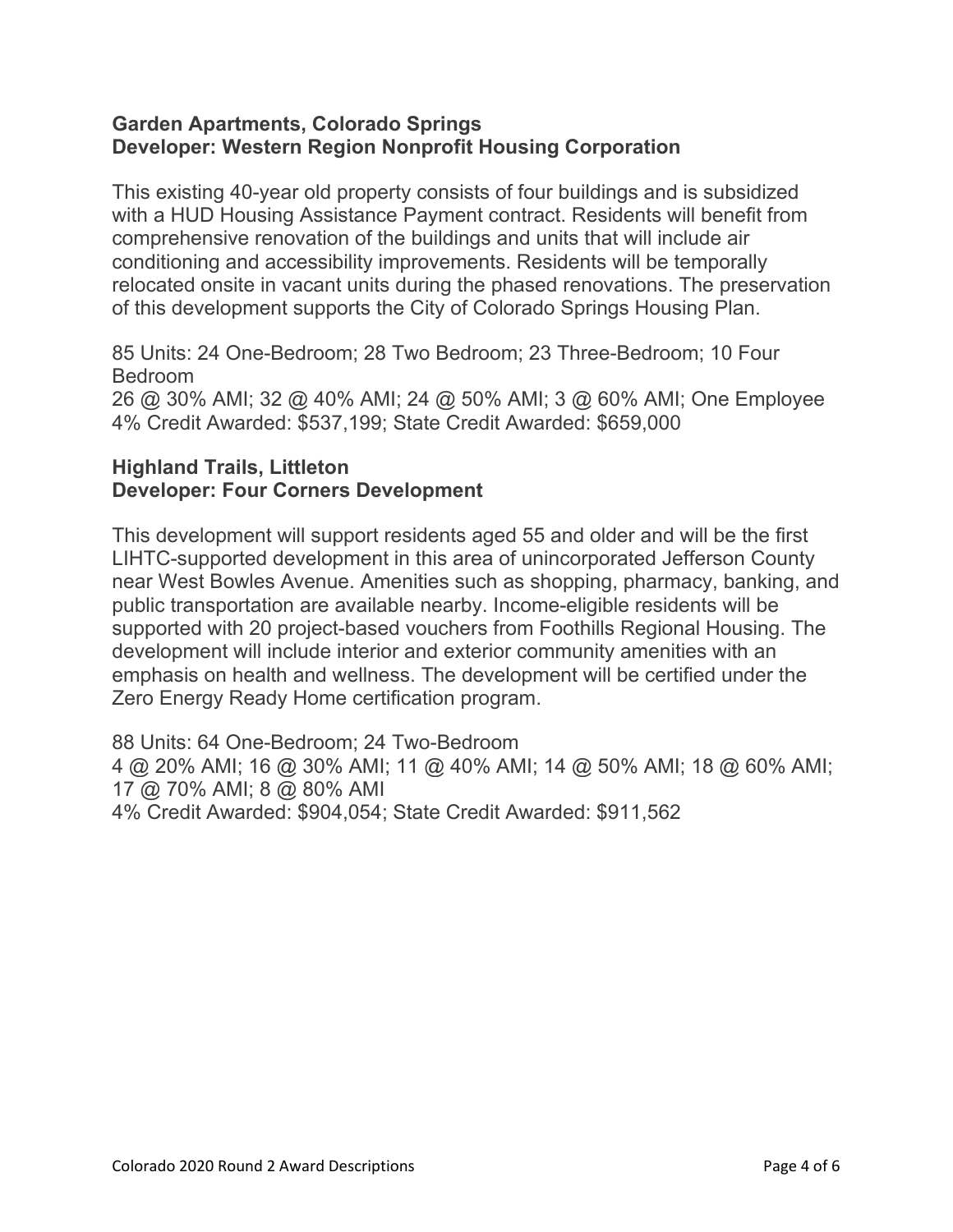**Garden Apartments, Colorado Springs**
**Developer: Western Region Nonprofit Housing Corporation**

This existing 40-year old property consists of four buildings and is subsidized with a HUD Housing Assistance Payment contract. Residents will benefit from comprehensive renovation of the buildings and units that will include air conditioning and accessibility improvements. Residents will be temporally relocated onsite in vacant units during the phased renovations. The preservation of this development supports the City of Colorado Springs Housing Plan.

85 Units: 24 One-Bedroom; 28 Two Bedroom; 23 Three-Bedroom; 10 Four Bedroom
26 @ 30% AMI; 32 @ 40% AMI; 24 @ 50% AMI; 3 @ 60% AMI; One Employee
4% Credit Awarded: $537,199; State Credit Awarded: $659,000

**Highland Trails, Littleton**
**Developer: Four Corners Development**

This development will support residents aged 55 and older and will be the first LIHTC-supported development in this area of unincorporated Jefferson County near West Bowles Avenue. Amenities such as shopping, pharmacy, banking, and public transportation are available nearby. Income-eligible residents will be supported with 20 project-based vouchers from Foothills Regional Housing. The development will include interior and exterior community amenities with an emphasis on health and wellness. The development will be certified under the Zero Energy Ready Home certification program.

88 Units: 64 One-Bedroom; 24 Two-Bedroom
4 @ 20% AMI; 16 @ 30% AMI; 11 @ 40% AMI; 14 @ 50% AMI; 18 @ 60% AMI; 17 @ 70% AMI; 8 @ 80% AMI
4% Credit Awarded: $904,054; State Credit Awarded: $911,562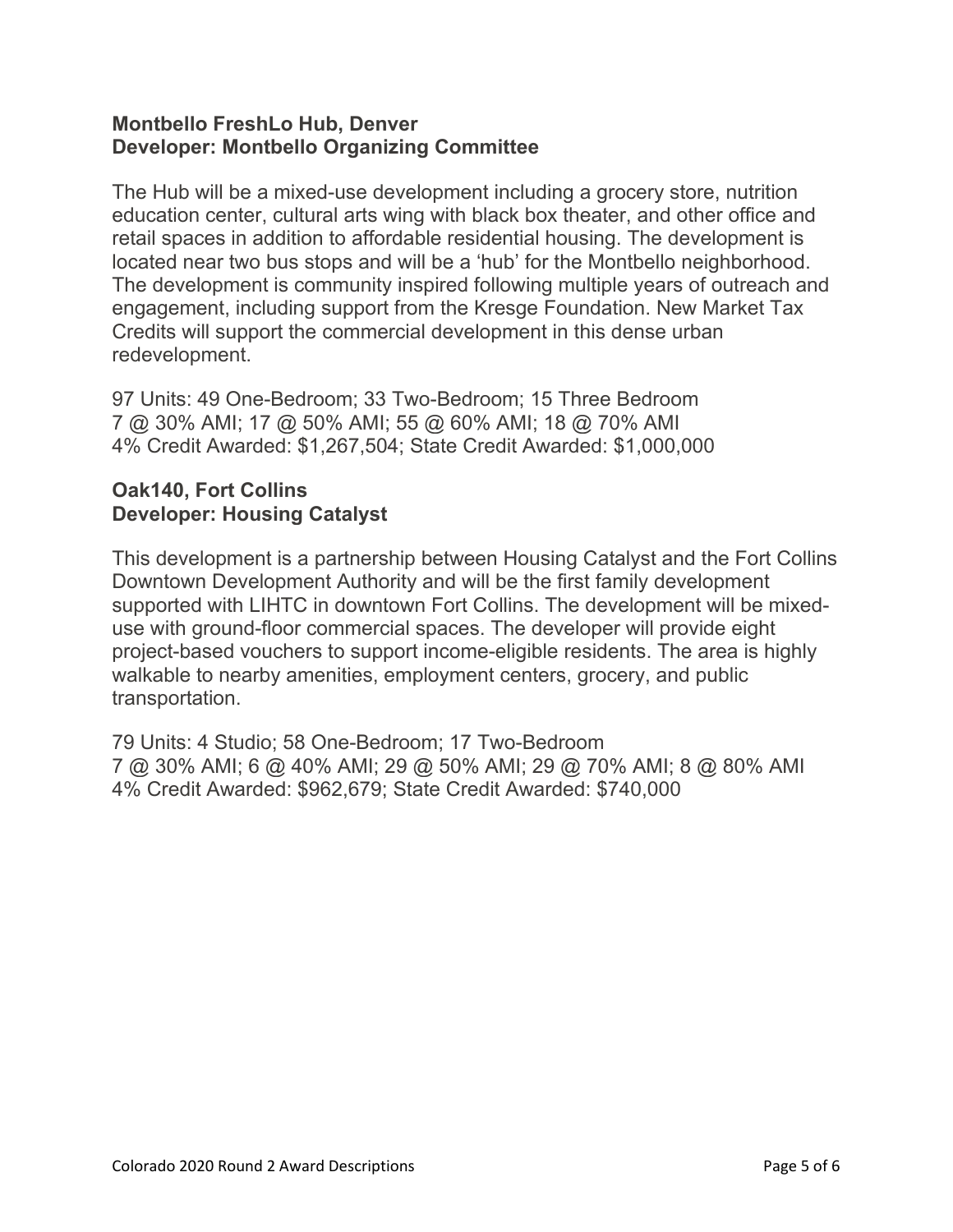**Montbello FreshLo Hub, Denver**
**Developer: Montbello Organizing Committee**

The Hub will be a mixed-use development including a grocery store, nutrition education center, cultural arts wing with black box theater, and other office and retail spaces in addition to affordable residential housing. The development is located near two bus stops and will be a 'hub' for the Montbello neighborhood. The development is community inspired following multiple years of outreach and engagement, including support from the Kresge Foundation. New Market Tax Credits will support the commercial development in this dense urban redevelopment.

97 Units: 49 One-Bedroom; 33 Two-Bedroom; 15 Three Bedroom
7 @ 30% AMI; 17 @ 50% AMI; 55 @ 60% AMI; 18 @ 70% AMI
4% Credit Awarded: $1,267,504; State Credit Awarded: $1,000,000

**Oak140, Fort Collins**
**Developer: Housing Catalyst**

This development is a partnership between Housing Catalyst and the Fort Collins Downtown Development Authority and will be the first family development supported with LIHTC in downtown Fort Collins. The development will be mixed-use with ground-floor commercial spaces. The developer will provide eight project-based vouchers to support income-eligible residents. The area is highly walkable to nearby amenities, employment centers, grocery, and public transportation.

79 Units: 4 Studio; 58 One-Bedroom; 17 Two-Bedroom
7 @ 30% AMI; 6 @ 40% AMI; 29 @ 50% AMI; 29 @ 70% AMI; 8 @ 80% AMI
4% Credit Awarded: $962,679; State Credit Awarded: $740,000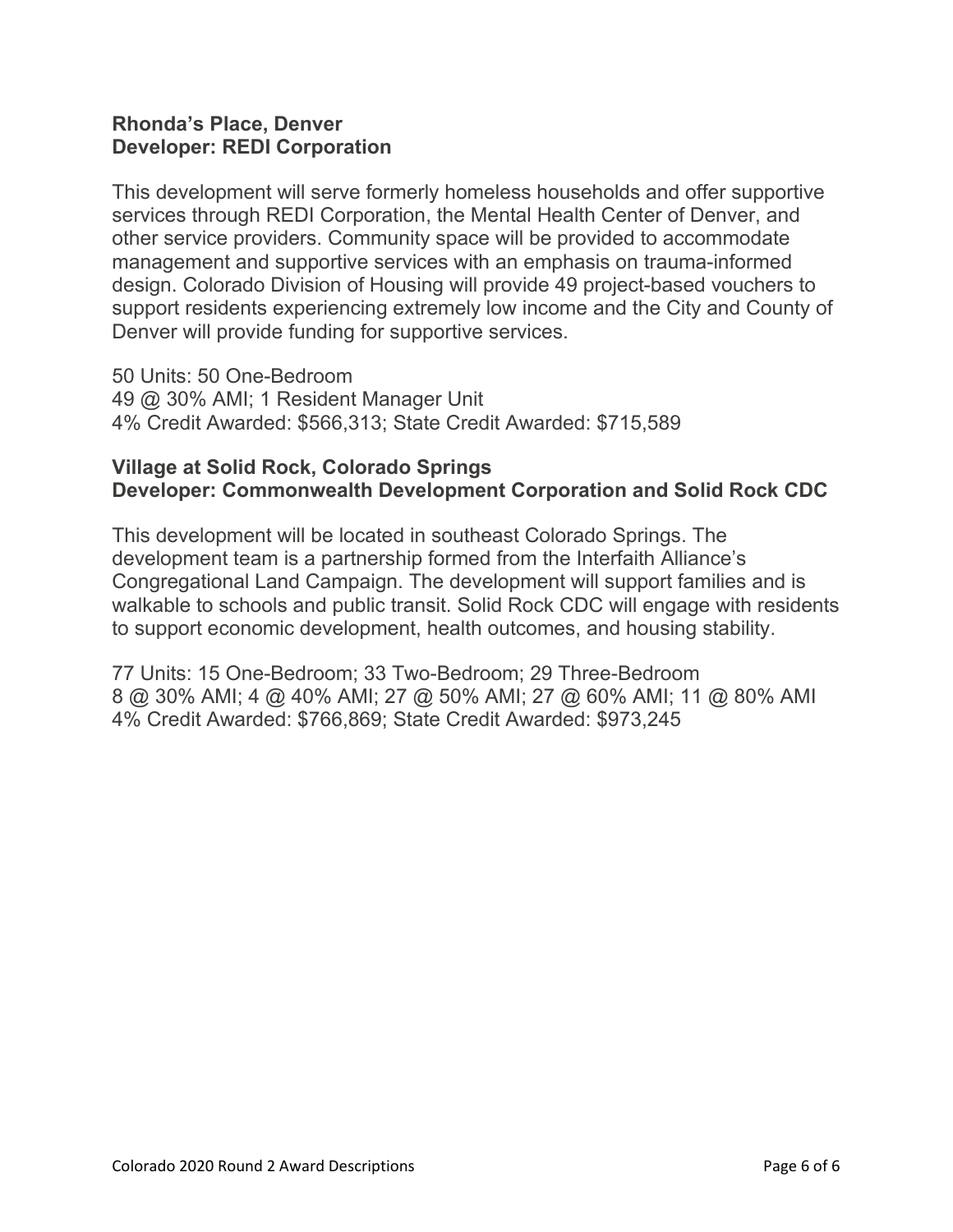**Rhonda's Place, Denver**
**Developer: REDI Corporation**

This development will serve formerly homeless households and offer supportive services through REDI Corporation, the Mental Health Center of Denver, and other service providers. Community space will be provided to accommodate management and supportive services with an emphasis on trauma-informed design. Colorado Division of Housing will provide 49 project-based vouchers to support residents experiencing extremely low income and the City and County of Denver will provide funding for supportive services.

50 Units: 50 One-Bedroom
49 @ 30% AMI; 1 Resident Manager Unit
4% Credit Awarded: $566,313; State Credit Awarded: $715,589

**Village at Solid Rock, Colorado Springs**
**Developer: Commonwealth Development Corporation and Solid Rock CDC**

This development will be located in southeast Colorado Springs. The development team is a partnership formed from the Interfaith Alliance's Congregational Land Campaign. The development will support families and is walkable to schools and public transit. Solid Rock CDC will engage with residents to support economic development, health outcomes, and housing stability.

77 Units: 15 One-Bedroom; 33 Two-Bedroom; 29 Three-Bedroom
8 @ 30% AMI; 4 @ 40% AMI; 27 @ 50% AMI; 27 @ 60% AMI; 11 @ 80% AMI
4% Credit Awarded: $766,869; State Credit Awarded: $973,245